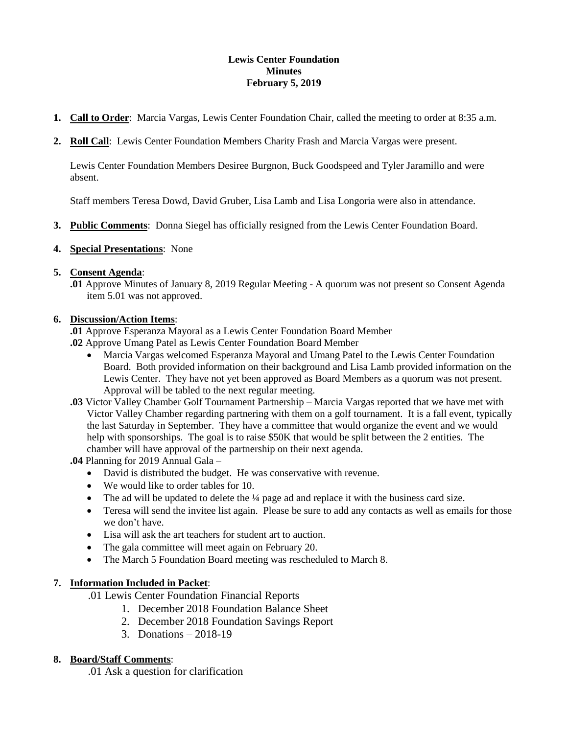**Lewis Center Foundation**
**Minutes**
**February 5, 2019**

1. **Call to Order**: Marcia Vargas, Lewis Center Foundation Chair, called the meeting to order at 8:35 a.m.

2. **Roll Call**: Lewis Center Foundation Members Charity Frash and Marcia Vargas were present.

   Lewis Center Foundation Members Desiree Burgnon, Buck Goodspeed and Tyler Jaramillo and were absent.

   Staff members Teresa Dowd, David Gruber, Lisa Lamb and Lisa Longoria were also in attendance.

3. **Public Comments**: Donna Siegel has officially resigned from the Lewis Center Foundation Board.

4. **Special Presentations**: None

5. **Consent Agenda**:
   **.01** Approve Minutes of January 8, 2019 Regular Meeting - A quorum was not present so Consent Agenda item 5.01 was not approved.

6. **Discussion/Action Items**:
   **.01** Approve Esperanza Mayoral as a Lewis Center Foundation Board Member
   **.02** Approve Umang Patel as Lewis Center Foundation Board Member
   - Marcia Vargas welcomed Esperanza Mayoral and Umang Patel to the Lewis Center Foundation Board. Both provided information on their background and Lisa Lamb provided information on the Lewis Center. They have not yet been approved as Board Members as a quorum was not present. Approval will be tabled to the next regular meeting.

   **.03** Victor Valley Chamber Golf Tournament Partnership – Marcia Vargas reported that we have met with Victor Valley Chamber regarding partnering with them on a golf tournament. It is a fall event, typically the last Saturday in September. They have a committee that would organize the event and we would help with sponsorships. The goal is to raise $50K that would be split between the 2 entities. The chamber will have approval of the partnership on their next agenda.
   **.04** Planning for 2019 Annual Gala –
   - David is distributed the budget. He was conservative with revenue.
   - We would like to order tables for 10.
   - The ad will be updated to delete the ¼ page ad and replace it with the business card size.
   - Teresa will send the invitee list again. Please be sure to add any contacts as well as emails for those we don't have.
   - Lisa will ask the art teachers for student art to auction.
   - The gala committee will meet again on February 20.
   - The March 5 Foundation Board meeting was rescheduled to March 8.

7. **Information Included in Packet**:
   .01 Lewis Center Foundation Financial Reports
   1. December 2018 Foundation Balance Sheet
   2. December 2018 Foundation Savings Report
   3. Donations – 2018-19

8. **Board/Staff Comments**:
   .01 Ask a question for clarification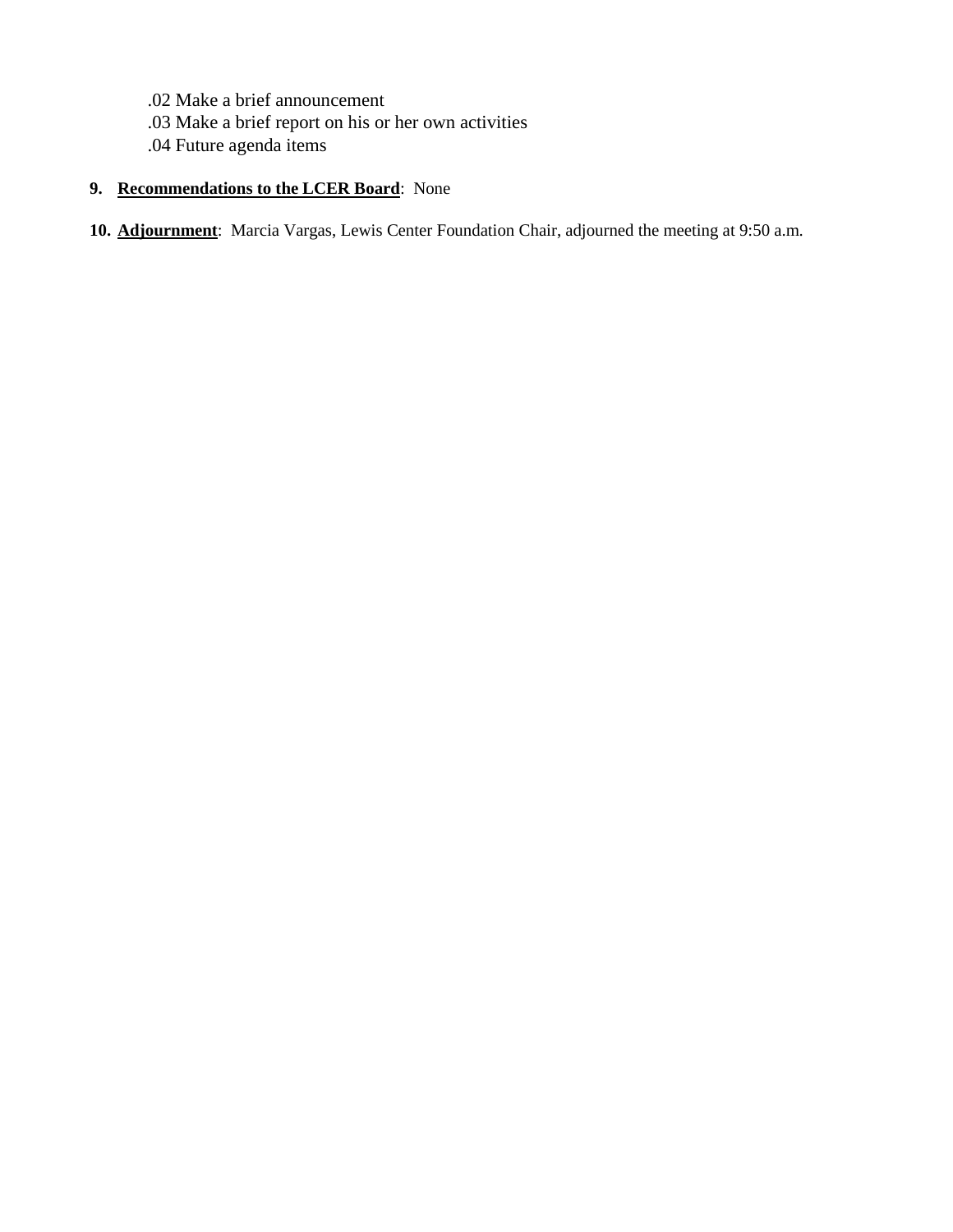.02 Make a brief announcement
.03 Make a brief report on his or her own activities
.04 Future agenda items

**9. Recommendations to the LCER Board**: None

**10. Adjournment**: Marcia Vargas, Lewis Center Foundation Chair, adjourned the meeting at 9:50 a.m.